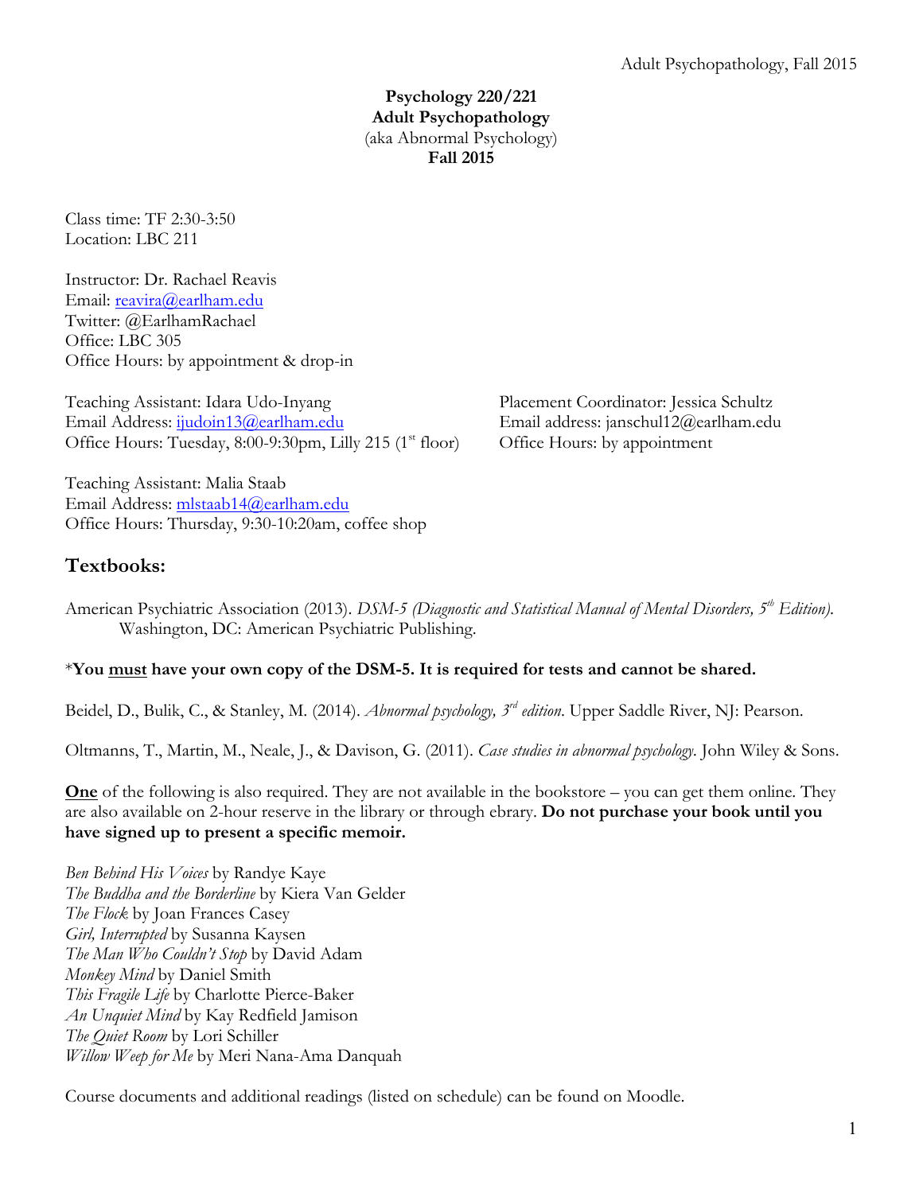**Psychology 220/221**
**Adult Psychopathology**
(aka Abnormal Psychology)
**Fall 2015**

Class time: TF 2:30-3:50
Location: LBC 211

Instructor: Dr. Rachael Reavis
Email: reavira@earlham.edu
Twitter: @EarlhamRachael
Office: LBC 305
Office Hours: by appointment & drop-in

Teaching Assistant: Idara Udo-Inyang
Email Address: ijudoin13@earlham.edu
Office Hours: Tuesday, 8:00-9:30pm, Lilly 215 (1st floor)

Placement Coordinator: Jessica Schultz
Email address: janschul12@earlham.edu
Office Hours: by appointment

Teaching Assistant: Malia Staab
Email Address: mlstaab14@earlham.edu
Office Hours: Thursday, 9:30-10:20am, coffee shop

## Textbooks:

American Psychiatric Association (2013). *DSM-5 (Diagnostic and Statistical Manual of Mental Disorders, 5th Edition).* Washington, DC: American Psychiatric Publishing.

***You must** have your own copy of the DSM-5. It is required for tests and cannot be shared.**

Beidel, D., Bulik, C., & Stanley, M. (2014). *Abnormal psychology, 3rd edition*. Upper Saddle River, NJ: Pearson.

Oltmanns, T., Martin, M., Neale, J., & Davison, G. (2011). *Case studies in abnormal psychology.* John Wiley & Sons.

**One** of the following is also required. They are not available in the bookstore – you can get them online. They are also available on 2-hour reserve in the library or through ebrary. **Do not purchase your book until you have signed up to present a specific memoir.**

*Ben Behind His Voices* by Randye Kaye
*The Buddha and the Borderline* by Kiera Van Gelder
*The Flock* by Joan Frances Casey
*Girl, Interrupted* by Susanna Kaysen
*The Man Who Couldn't Stop* by David Adam
*Monkey Mind* by Daniel Smith
*This Fragile Life* by Charlotte Pierce-Baker
*An Unquiet Mind* by Kay Redfield Jamison
*The Quiet Room* by Lori Schiller
*Willow Weep for Me* by Meri Nana-Ama Danquah

Course documents and additional readings (listed on schedule) can be found on Moodle.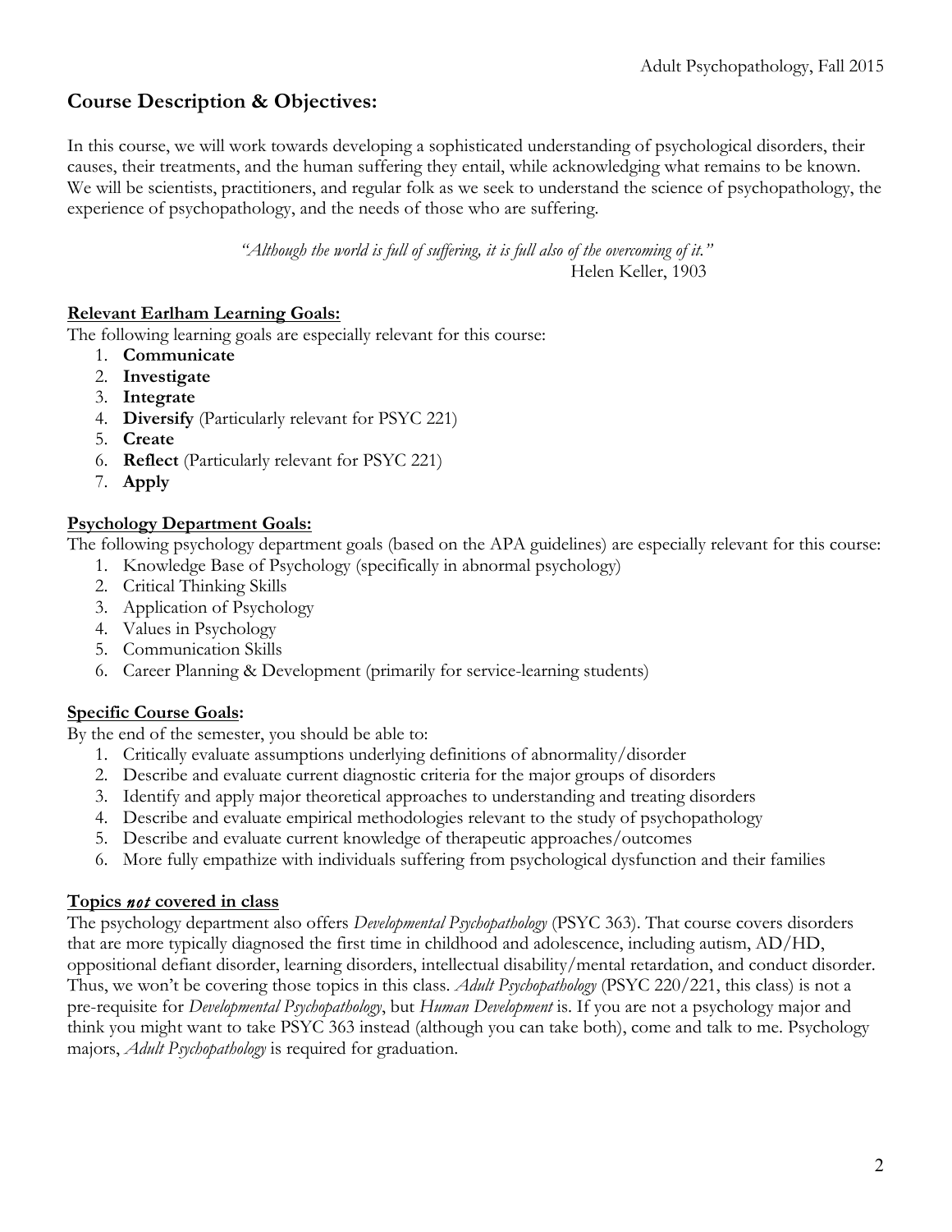## Course Description & Objectives:

In this course, we will work towards developing a sophisticated understanding of psychological disorders, their causes, their treatments, and the human suffering they entail, while acknowledging what remains to be known. We will be scientists, practitioners, and regular folk as we seek to understand the science of psychopathology, the experience of psychopathology, and the needs of those who are suffering.

*"Although the world is full of suffering, it is full also of the overcoming of it."*
Helen Keller, 1903

### Relevant Earlham Learning Goals:

The following learning goals are especially relevant for this course:

1. **Communicate**
2. **Investigate**
3. **Integrate**
4. **Diversify** (Particularly relevant for PSYC 221)
5. **Create**
6. **Reflect** (Particularly relevant for PSYC 221)
7. **Apply**

### Psychology Department Goals:

The following psychology department goals (based on the APA guidelines) are especially relevant for this course:

1. Knowledge Base of Psychology (specifically in abnormal psychology)
2. Critical Thinking Skills
3. Application of Psychology
4. Values in Psychology
5. Communication Skills
6. Career Planning & Development (primarily for service-learning students)

### Specific Course Goals:

By the end of the semester, you should be able to:

1. Critically evaluate assumptions underlying definitions of abnormality/disorder
2. Describe and evaluate current diagnostic criteria for the major groups of disorders
3. Identify and apply major theoretical approaches to understanding and treating disorders
4. Describe and evaluate empirical methodologies relevant to the study of psychopathology
5. Describe and evaluate current knowledge of therapeutic approaches/outcomes
6. More fully empathize with individuals suffering from psychological dysfunction and their families

### Topics *not* covered in class

The psychology department also offers *Developmental Psychopathology* (PSYC 363). That course covers disorders that are more typically diagnosed the first time in childhood and adolescence, including autism, AD/HD, oppositional defiant disorder, learning disorders, intellectual disability/mental retardation, and conduct disorder. Thus, we won't be covering those topics in this class. *Adult Psychopathology* (PSYC 220/221, this class) is not a pre-requisite for *Developmental Psychopathology*, but *Human Development* is. If you are not a psychology major and think you might want to take PSYC 363 instead (although you can take both), come and talk to me. Psychology majors, *Adult Psychopathology* is required for graduation.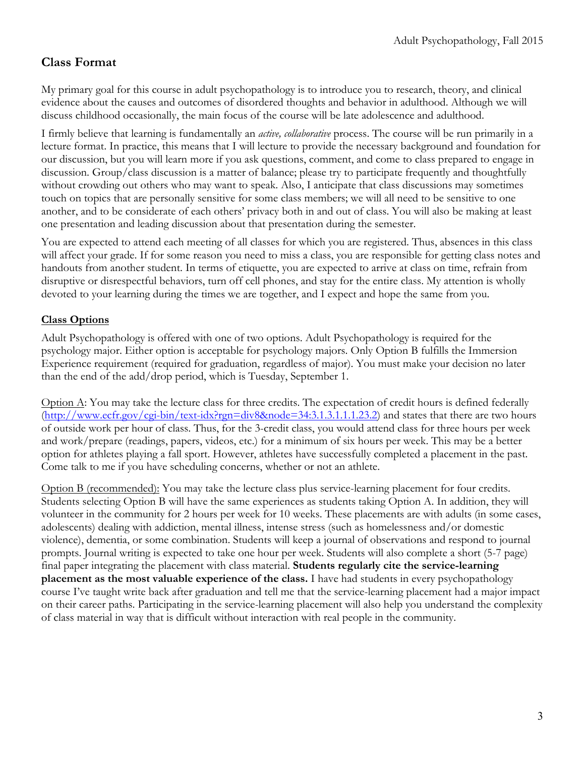## Class Format

My primary goal for this course in adult psychopathology is to introduce you to research, theory, and clinical evidence about the causes and outcomes of disordered thoughts and behavior in adulthood. Although we will discuss childhood occasionally, the main focus of the course will be late adolescence and adulthood.

I firmly believe that learning is fundamentally an *active, collaborative* process. The course will be run primarily in a lecture format. In practice, this means that I will lecture to provide the necessary background and foundation for our discussion, but you will learn more if you ask questions, comment, and come to class prepared to engage in discussion. Group/class discussion is a matter of balance; please try to participate frequently and thoughtfully without crowding out others who may want to speak. Also, I anticipate that class discussions may sometimes touch on topics that are personally sensitive for some class members; we will all need to be sensitive to one another, and to be considerate of each others' privacy both in and out of class. You will also be making at least one presentation and leading discussion about that presentation during the semester.

You are expected to attend each meeting of all classes for which you are registered. Thus, absences in this class will affect your grade. If for some reason you need to miss a class, you are responsible for getting class notes and handouts from another student. In terms of etiquette, you are expected to arrive at class on time, refrain from disruptive or disrespectful behaviors, turn off cell phones, and stay for the entire class. My attention is wholly devoted to your learning during the times we are together, and I expect and hope the same from you.

### Class Options

Adult Psychopathology is offered with one of two options. Adult Psychopathology is required for the psychology major. Either option is acceptable for psychology majors. Only Option B fulfills the Immersion Experience requirement (required for graduation, regardless of major). You must make your decision no later than the end of the add/drop period, which is Tuesday, September 1.

Option A: You may take the lecture class for three credits. The expectation of credit hours is defined federally (http://www.ecfr.gov/cgi-bin/text-idx?rgn=div8&node=34:3.1.3.1.1.1.23.2) and states that there are two hours of outside work per hour of class. Thus, for the 3-credit class, you would attend class for three hours per week and work/prepare (readings, papers, videos, etc.) for a minimum of six hours per week. This may be a better option for athletes playing a fall sport. However, athletes have successfully completed a placement in the past. Come talk to me if you have scheduling concerns, whether or not an athlete.

Option B (recommended): You may take the lecture class plus service-learning placement for four credits. Students selecting Option B will have the same experiences as students taking Option A. In addition, they will volunteer in the community for 2 hours per week for 10 weeks. These placements are with adults (in some cases, adolescents) dealing with addiction, mental illness, intense stress (such as homelessness and/or domestic violence), dementia, or some combination. Students will keep a journal of observations and respond to journal prompts. Journal writing is expected to take one hour per week. Students will also complete a short (5-7 page) final paper integrating the placement with class material. **Students regularly cite the service-learning placement as the most valuable experience of the class.** I have had students in every psychopathology course I've taught write back after graduation and tell me that the service-learning placement had a major impact on their career paths. Participating in the service-learning placement will also help you understand the complexity of class material in way that is difficult without interaction with real people in the community.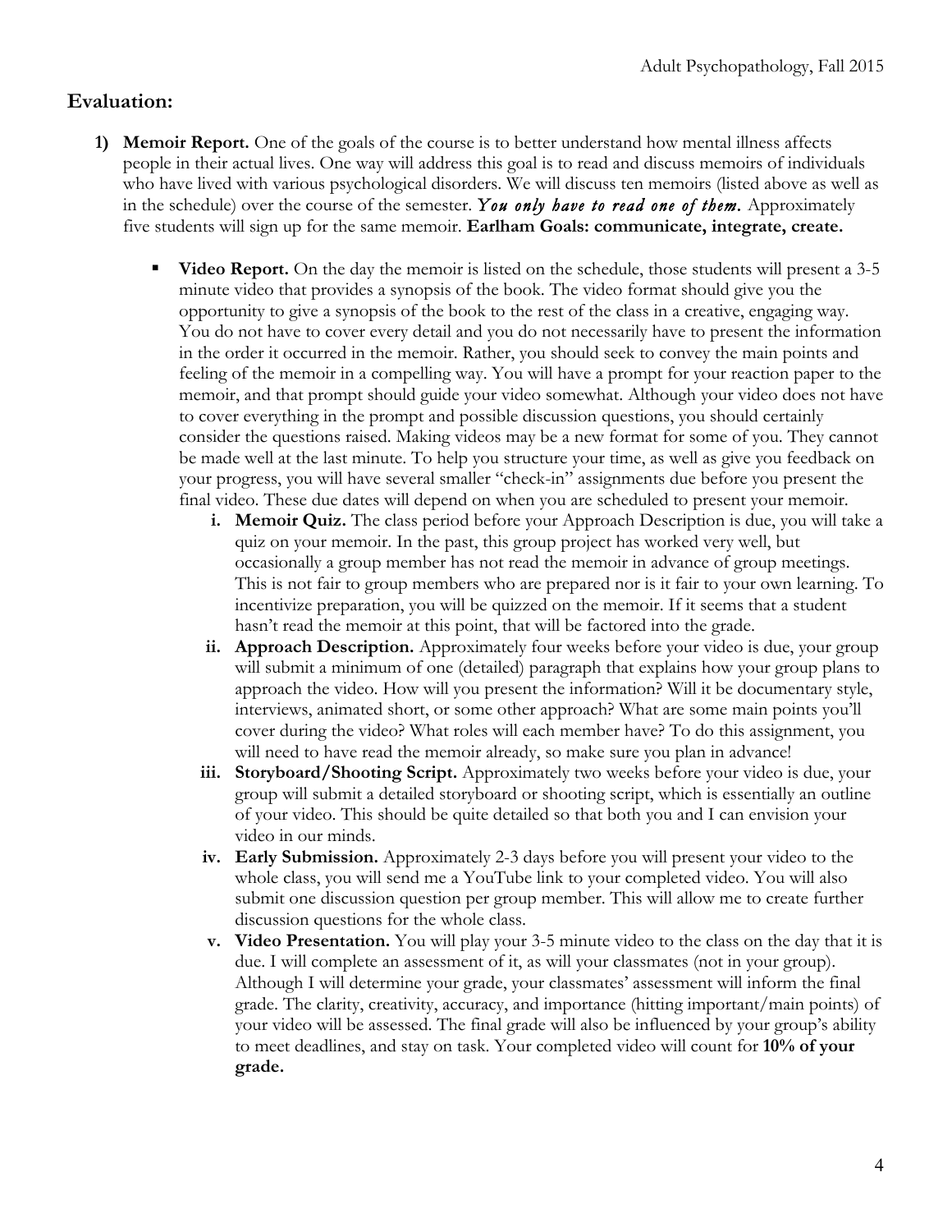## Evaluation:

1) **Memoir Report.** One of the goals of the course is to better understand how mental illness affects people in their actual lives. One way will address this goal is to read and discuss memoirs of individuals who have lived with various psychological disorders. We will discuss ten memoirs (listed above as well as in the schedule) over the course of the semester. ***You only have to read one of them.*** Approximately five students will sign up for the same memoir. **Earlham Goals: communicate, integrate, create.**

   - **Video Report.** On the day the memoir is listed on the schedule, those students will present a 3-5 minute video that provides a synopsis of the book. The video format should give you the opportunity to give a synopsis of the book to the rest of the class in a creative, engaging way. You do not have to cover every detail and you do not necessarily have to present the information in the order it occurred in the memoir. Rather, you should seek to convey the main points and feeling of the memoir in a compelling way. You will have a prompt for your reaction paper to the memoir, and that prompt should guide your video somewhat. Although your video does not have to cover everything in the prompt and possible discussion questions, you should certainly consider the questions raised. Making videos may be a new format for some of you. They cannot be made well at the last minute. To help you structure your time, as well as give you feedback on your progress, you will have several smaller "check-in" assignments due before you present the final video. These due dates will depend on when you are scheduled to present your memoir.

     i. **Memoir Quiz.** The class period before your Approach Description is due, you will take a quiz on your memoir. In the past, this group project has worked very well, but occasionally a group member has not read the memoir in advance of group meetings. This is not fair to group members who are prepared nor is it fair to your own learning. To incentivize preparation, you will be quizzed on the memoir. If it seems that a student hasn't read the memoir at this point, that will be factored into the grade.

     ii. **Approach Description.** Approximately four weeks before your video is due, your group will submit a minimum of one (detailed) paragraph that explains how your group plans to approach the video. How will you present the information? Will it be documentary style, interviews, animated short, or some other approach? What are some main points you'll cover during the video? What roles will each member have? To do this assignment, you will need to have read the memoir already, so make sure you plan in advance!

     iii. **Storyboard/Shooting Script.** Approximately two weeks before your video is due, your group will submit a detailed storyboard or shooting script, which is essentially an outline of your video. This should be quite detailed so that both you and I can envision your video in our minds.

     iv. **Early Submission.** Approximately 2-3 days before you will present your video to the whole class, you will send me a YouTube link to your completed video. You will also submit one discussion question per group member. This will allow me to create further discussion questions for the whole class.

     v. **Video Presentation.** You will play your 3-5 minute video to the class on the day that it is due. I will complete an assessment of it, as will your classmates (not in your group). Although I will determine your grade, your classmates' assessment will inform the final grade. The clarity, creativity, accuracy, and importance (hitting important/main points) of your video will be assessed. The final grade will also be influenced by your group's ability to meet deadlines, and stay on task. Your completed video will count for **10% of your grade.**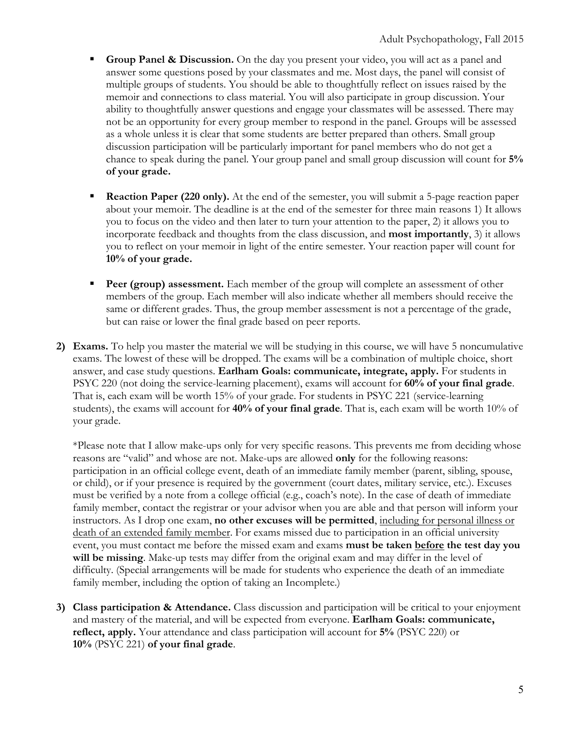- **Group Panel & Discussion.** On the day you present your video, you will act as a panel and answer some questions posed by your classmates and me. Most days, the panel will consist of multiple groups of students. You should be able to thoughtfully reflect on issues raised by the memoir and connections to class material. You will also participate in group discussion. Your ability to thoughtfully answer questions and engage your classmates will be assessed. There may not be an opportunity for every group member to respond in the panel. Groups will be assessed as a whole unless it is clear that some students are better prepared than others. Small group discussion participation will be particularly important for panel members who do not get a chance to speak during the panel. Your group panel and small group discussion will count for **5% of your grade.**

- **Reaction Paper (220 only).** At the end of the semester, you will submit a 5-page reaction paper about your memoir. The deadline is at the end of the semester for three main reasons 1) It allows you to focus on the video and then later to turn your attention to the paper, 2) it allows you to incorporate feedback and thoughts from the class discussion, and **most importantly**, 3) it allows you to reflect on your memoir in light of the entire semester. Your reaction paper will count for **10% of your grade.**

- **Peer (group) assessment.** Each member of the group will complete an assessment of other members of the group. Each member will also indicate whether all members should receive the same or different grades. Thus, the group member assessment is not a percentage of the grade, but can raise or lower the final grade based on peer reports.

2) **Exams.** To help you master the material we will be studying in this course, we will have 5 noncumulative exams. The lowest of these will be dropped. The exams will be a combination of multiple choice, short answer, and case study questions. **Earlham Goals: communicate, integrate, apply.** For students in PSYC 220 (not doing the service-learning placement), exams will account for **60% of your final grade**. That is, each exam will be worth 15% of your grade. For students in PSYC 221 (service-learning students), the exams will account for **40% of your final grade**. That is, each exam will be worth 10% of your grade.

   *Please note that I allow make-ups only for very specific reasons. This prevents me from deciding whose reasons are "valid" and whose are not. Make-ups are allowed **only** for the following reasons: participation in an official college event, death of an immediate family member (parent, sibling, spouse, or child), or if your presence is required by the government (court dates, military service, etc.). Excuses must be verified by a note from a college official (e.g., coach's note). In the case of death of immediate family member, contact the registrar or your advisor when you are able and that person will inform your instructors. As I drop one exam, **no other excuses will be permitted**, <u>including for personal illness or death of an extended family member</u>. For exams missed due to participation in an official university event, you must contact me before the missed exam and exams **must be taken <u>before</u> the test day you will be missing**. Make-up tests may differ from the original exam and may differ in the level of difficulty. (Special arrangements will be made for students who experience the death of an immediate family member, including the option of taking an Incomplete.)

3) **Class participation & Attendance.** Class discussion and participation will be critical to your enjoyment and mastery of the material, and will be expected from everyone. **Earlham Goals: communicate, reflect, apply.** Your attendance and class participation will account for **5%** (PSYC 220) or **10%** (PSYC 221) **of your final grade**.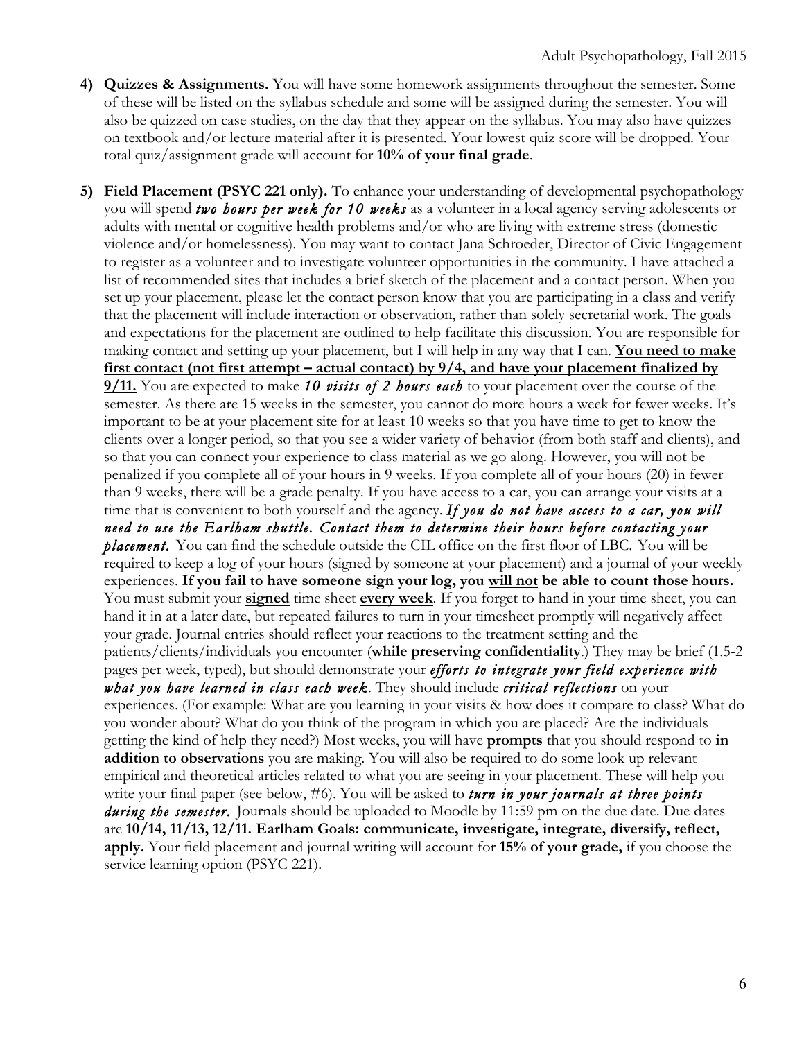4) **Quizzes & Assignments.** You will have some homework assignments throughout the semester. Some of these will be listed on the syllabus schedule and some will be assigned during the semester. You will also be quizzed on case studies, on the day that they appear on the syllabus. You may also have quizzes on textbook and/or lecture material after it is presented. Your lowest quiz score will be dropped. Your total quiz/assignment grade will account for **10% of your final grade**.

5) **Field Placement (PSYC 221 only).** To enhance your understanding of developmental psychopathology you will spend ***two hours per week for 10 weeks*** as a volunteer in a local agency serving adolescents or adults with mental or cognitive health problems and/or who are living with extreme stress (domestic violence and/or homelessness). You may want to contact Jana Schroeder, Director of Civic Engagement to register as a volunteer and to investigate volunteer opportunities in the community. I have attached a list of recommended sites that includes a brief sketch of the placement and a contact person. When you set up your placement, please let the contact person know that you are participating in a class and verify that the placement will include interaction or observation, rather than solely secretarial work. The goals and expectations for the placement are outlined to help facilitate this discussion. You are responsible for making contact and setting up your placement, but I will help in any way that I can. <u>**You need to make first contact (not first attempt – actual contact) by 9/4, and have your placement finalized by 9/11.**</u> You are expected to make ***10 visits of 2 hours each*** to your placement over the course of the semester. As there are 15 weeks in the semester, you cannot do more hours a week for fewer weeks. It's important to be at your placement site for at least 10 weeks so that you have time to get to know the clients over a longer period, so that you see a wider variety of behavior (from both staff and clients), and so that you can connect your experience to class material as we go along. However, you will not be penalized if you complete all of your hours in 9 weeks. If you complete all of your hours (20) in fewer than 9 weeks, there will be a grade penalty. If you have access to a car, you can arrange your visits at a time that is convenient to both yourself and the agency. ***If you do not have access to a car, you will need to use the Earlham shuttle. Contact them to determine their hours before contacting your placement.*** You can find the schedule outside the CIL office on the first floor of LBC. You will be required to keep a log of your hours (signed by someone at your placement) and a journal of your weekly experiences. **If you fail to have someone sign your log, you <u>will not</u> be able to count those hours.** You must submit your <u>**signed**</u> time sheet <u>**every week**</u>. If you forget to hand in your time sheet, you can hand it in at a later date, but repeated failures to turn in your timesheet promptly will negatively affect your grade. Journal entries should reflect your reactions to the treatment setting and the patients/clients/individuals you encounter (**while preserving confidentiality**.) They may be brief (1.5-2 pages per week, typed), but should demonstrate your ***efforts to integrate your field experience with what you have learned in class each week***. They should include ***critical reflections*** on your experiences. (For example: What are you learning in your visits & how does it compare to class? What do you wonder about? What do you think of the program in which you are placed? Are the individuals getting the kind of help they need?) Most weeks, you will have **prompts** that you should respond to **in addition to observations** you are making. You will also be required to do some look up relevant empirical and theoretical articles related to what you are seeing in your placement. These will help you write your final paper (see below, #6). You will be asked to ***turn in your journals at three points during the semester.*** Journals should be uploaded to Moodle by 11:59 pm on the due date. Due dates are **10/14, 11/13, 12/11. Earlham Goals: communicate, investigate, integrate, diversify, reflect, apply.** Your field placement and journal writing will account for **15% of your grade,** if you choose the service learning option (PSYC 221).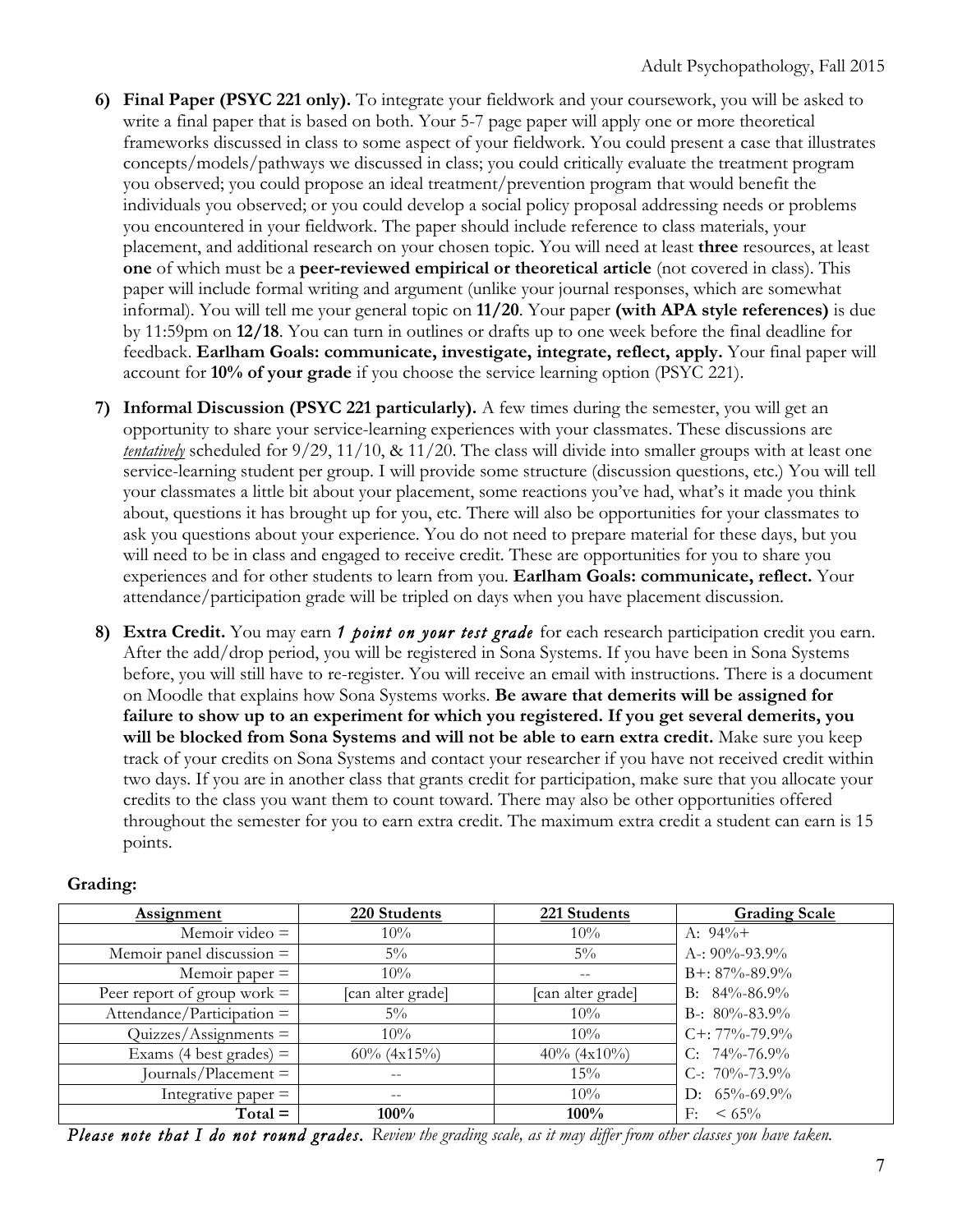6) **Final Paper (PSYC 221 only).** To integrate your fieldwork and your coursework, you will be asked to write a final paper that is based on both. Your 5-7 page paper will apply one or more theoretical frameworks discussed in class to some aspect of your fieldwork. You could present a case that illustrates concepts/models/pathways we discussed in class; you could critically evaluate the treatment program you observed; you could propose an ideal treatment/prevention program that would benefit the individuals you observed; or you could develop a social policy proposal addressing needs or problems you encountered in your fieldwork. The paper should include reference to class materials, your placement, and additional research on your chosen topic. You will need at least **three** resources, at least **one** of which must be a **peer-reviewed empirical or theoretical article** (not covered in class). This paper will include formal writing and argument (unlike your journal responses, which are somewhat informal). You will tell me your general topic on **11/20**. Your paper **(with APA style references)** is due by 11:59pm on **12/18**. You can turn in outlines or drafts up to one week before the final deadline for feedback. **Earlham Goals: communicate, investigate, integrate, reflect, apply.** Your final paper will account for **10% of your grade** if you choose the service learning option (PSYC 221).

7) **Informal Discussion (PSYC 221 particularly).** A few times during the semester, you will get an opportunity to share your service-learning experiences with your classmates. These discussions are ***tentatively*** scheduled for 9/29, 11/10, & 11/20. The class will divide into smaller groups with at least one service-learning student per group. I will provide some structure (discussion questions, etc.) You will tell your classmates a little bit about your placement, some reactions you've had, what's it made you think about, questions it has brought up for you, etc. There will also be opportunities for your classmates to ask you questions about your experience. You do not need to prepare material for these days, but you will need to be in class and engaged to receive credit. These are opportunities for you to share you experiences and for other students to learn from you. **Earlham Goals: communicate, reflect.** Your attendance/participation grade will be tripled on days when you have placement discussion.

8) **Extra Credit.** You may earn ***1 point on your test grade*** for each research participation credit you earn. After the add/drop period, you will be registered in Sona Systems. If you have been in Sona Systems before, you will still have to re-register. You will receive an email with instructions. There is a document on Moodle that explains how Sona Systems works. **Be aware that demerits will be assigned for failure to show up to an experiment for which you registered. If you get several demerits, you will be blocked from Sona Systems and will not be able to earn extra credit.** Make sure you keep track of your credits on Sona Systems and contact your researcher if you have not received credit within two days. If you are in another class that grants credit for participation, make sure that you allocate your credits to the class you want them to count toward. There may also be other opportunities offered throughout the semester for you to earn extra credit. The maximum extra credit a student can earn is 15 points.

**Grading:**

| Assignment | 220 Students | 221 Students | Grading Scale |
|---|---|---|---|
| Memoir video = | 10% | 10% | A: 94%+ |
| Memoir panel discussion = | 5% | 5% | A-: 90%-93.9% |
| Memoir paper = | 10% | -- | B+: 87%-89.9% |
| Peer report of group work = | [can alter grade] | [can alter grade] | B: 84%-86.9% |
| Attendance/Participation = | 5% | 10% | B-: 80%-83.9% |
| Quizzes/Assignments = | 10% | 10% | C+: 77%-79.9% |
| Exams (4 best grades) = | 60% (4x15%) | 40% (4x10%) | C: 74%-76.9% |
| Journals/Placement = | -- | 15% | C-: 70%-73.9% |
| Integrative paper = | -- | 10% | D: 65%-69.9% |
| **Total =** | **100%** | **100%** | F: < 65% |

***Please note that I do not round grades.*** *Review the grading scale, as it may differ from other classes you have taken.*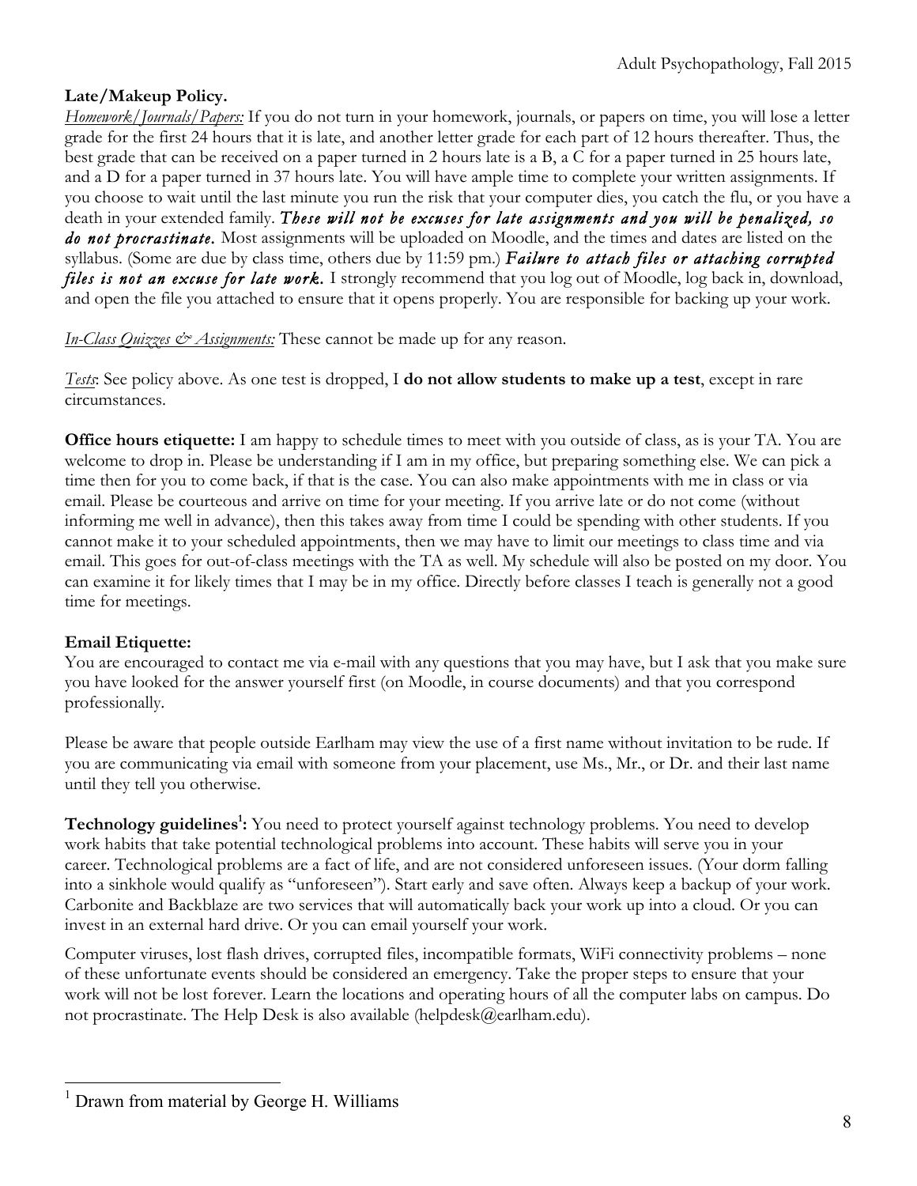**Late/Makeup Policy.**

*Homework/Journals/Papers:* If you do not turn in your homework, journals, or papers on time, you will lose a letter grade for the first 24 hours that it is late, and another letter grade for each part of 12 hours thereafter. Thus, the best grade that can be received on a paper turned in 2 hours late is a B, a C for a paper turned in 25 hours late, and a D for a paper turned in 37 hours late. You will have ample time to complete your written assignments. If you choose to wait until the last minute you run the risk that your computer dies, you catch the flu, or you have a death in your extended family. ***These will not be excuses for late assignments and you will be penalized, so do not procrastinate.*** Most assignments will be uploaded on Moodle, and the times and dates are listed on the syllabus. (Some are due by class time, others due by 11:59 pm.) ***Failure to attach files or attaching corrupted files is not an excuse for late work.*** I strongly recommend that you log out of Moodle, log back in, download, and open the file you attached to ensure that it opens properly. You are responsible for backing up your work.

*In-Class Quizzes & Assignments:* These cannot be made up for any reason.

*Tests*: See policy above. As one test is dropped, I **do not allow students to make up a test**, except in rare circumstances.

**Office hours etiquette:** I am happy to schedule times to meet with you outside of class, as is your TA. You are welcome to drop in. Please be understanding if I am in my office, but preparing something else. We can pick a time then for you to come back, if that is the case. You can also make appointments with me in class or via email. Please be courteous and arrive on time for your meeting. If you arrive late or do not come (without informing me well in advance), then this takes away from time I could be spending with other students. If you cannot make it to your scheduled appointments, then we may have to limit our meetings to class time and via email. This goes for out-of-class meetings with the TA as well. My schedule will also be posted on my door. You can examine it for likely times that I may be in my office. Directly before classes I teach is generally not a good time for meetings.

**Email Etiquette:**

You are encouraged to contact me via e-mail with any questions that you may have, but I ask that you make sure you have looked for the answer yourself first (on Moodle, in course documents) and that you correspond professionally.

Please be aware that people outside Earlham may view the use of a first name without invitation to be rude. If you are communicating via email with someone from your placement, use Ms., Mr., or Dr. and their last name until they tell you otherwise.

**Technology guidelines[1]:** You need to protect yourself against technology problems. You need to develop work habits that take potential technological problems into account. These habits will serve you in your career. Technological problems are a fact of life, and are not considered unforeseen issues. (Your dorm falling into a sinkhole would qualify as "unforeseen"). Start early and save often. Always keep a backup of your work. Carbonite and Backblaze are two services that will automatically back your work up into a cloud. Or you can invest in an external hard drive. Or you can email yourself your work.

Computer viruses, lost flash drives, corrupted files, incompatible formats, WiFi connectivity problems – none of these unfortunate events should be considered an emergency. Take the proper steps to ensure that your work will not be lost forever. Learn the locations and operating hours of all the computer labs on campus. Do not procrastinate. The Help Desk is also available (helpdesk@earlham.edu).

---

[1] Drawn from material by George H. Williams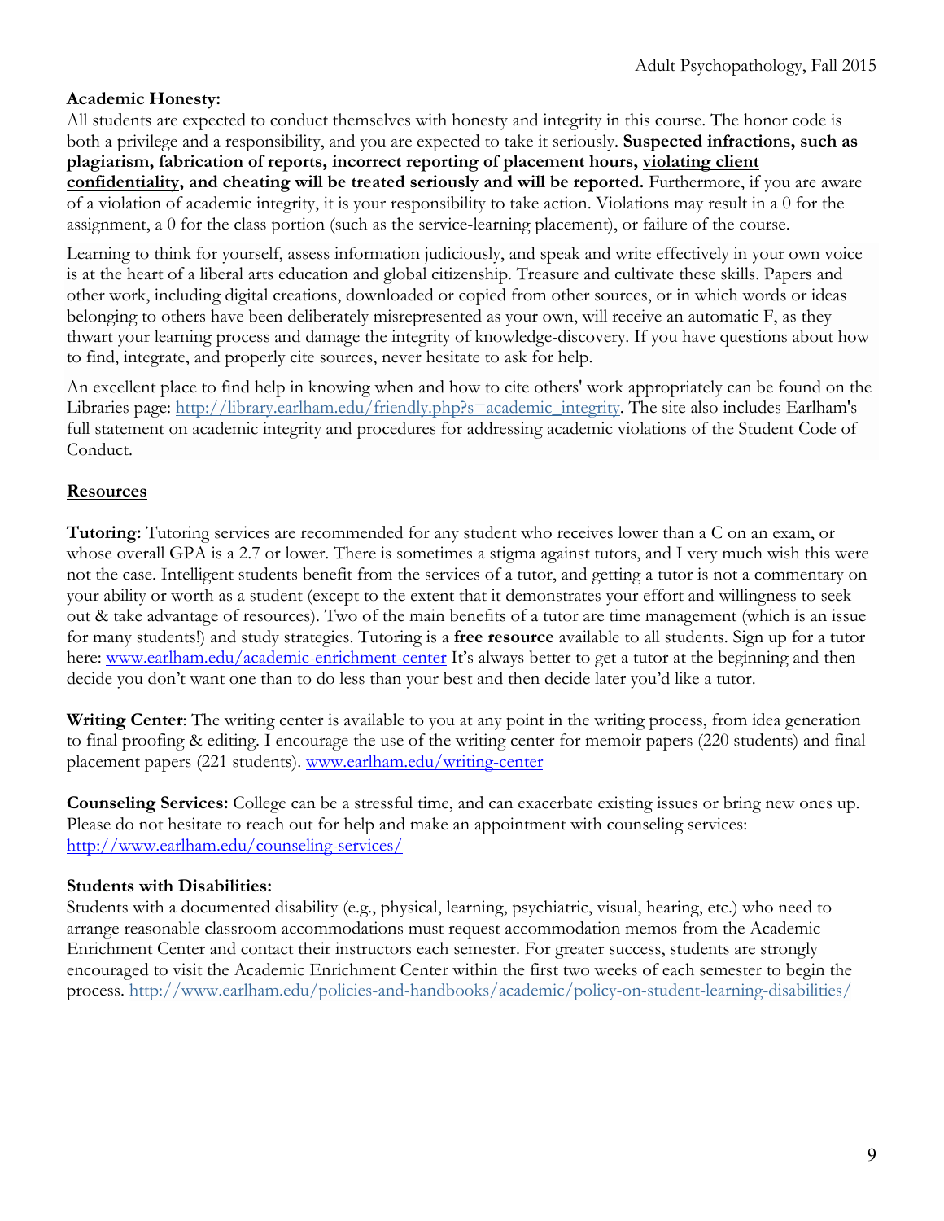**Academic Honesty:**

All students are expected to conduct themselves with honesty and integrity in this course. The honor code is both a privilege and a responsibility, and you are expected to take it seriously. **Suspected infractions, such as plagiarism, fabrication of reports, incorrect reporting of placement hours, violating client confidentiality, and cheating will be treated seriously and will be reported.** Furthermore, if you are aware of a violation of academic integrity, it is your responsibility to take action. Violations may result in a 0 for the assignment, a 0 for the class portion (such as the service-learning placement), or failure of the course.

Learning to think for yourself, assess information judiciously, and speak and write effectively in your own voice is at the heart of a liberal arts education and global citizenship. Treasure and cultivate these skills. Papers and other work, including digital creations, downloaded or copied from other sources, or in which words or ideas belonging to others have been deliberately misrepresented as your own, will receive an automatic F, as they thwart your learning process and damage the integrity of knowledge-discovery. If you have questions about how to find, integrate, and properly cite sources, never hesitate to ask for help.

An excellent place to find help in knowing when and how to cite others' work appropriately can be found on the Libraries page: http://library.earlham.edu/friendly.php?s=academic_integrity. The site also includes Earlham's full statement on academic integrity and procedures for addressing academic violations of the Student Code of Conduct.

## Resources

**Tutoring:** Tutoring services are recommended for any student who receives lower than a C on an exam, or whose overall GPA is a 2.7 or lower. There is sometimes a stigma against tutors, and I very much wish this were not the case. Intelligent students benefit from the services of a tutor, and getting a tutor is not a commentary on your ability or worth as a student (except to the extent that it demonstrates your effort and willingness to seek out & take advantage of resources). Two of the main benefits of a tutor are time management (which is an issue for many students!) and study strategies. Tutoring is a **free resource** available to all students. Sign up for a tutor here: www.earlham.edu/academic-enrichment-center It's always better to get a tutor at the beginning and then decide you don't want one than to do less than your best and then decide later you'd like a tutor.

**Writing Center**: The writing center is available to you at any point in the writing process, from idea generation to final proofing & editing. I encourage the use of the writing center for memoir papers (220 students) and final placement papers (221 students). www.earlham.edu/writing-center

**Counseling Services:** College can be a stressful time, and can exacerbate existing issues or bring new ones up. Please do not hesitate to reach out for help and make an appointment with counseling services: http://www.earlham.edu/counseling-services/

**Students with Disabilities:**

Students with a documented disability (e.g., physical, learning, psychiatric, visual, hearing, etc.) who need to arrange reasonable classroom accommodations must request accommodation memos from the Academic Enrichment Center and contact their instructors each semester. For greater success, students are strongly encouraged to visit the Academic Enrichment Center within the first two weeks of each semester to begin the process. http://www.earlham.edu/policies-and-handbooks/academic/policy-on-student-learning-disabilities/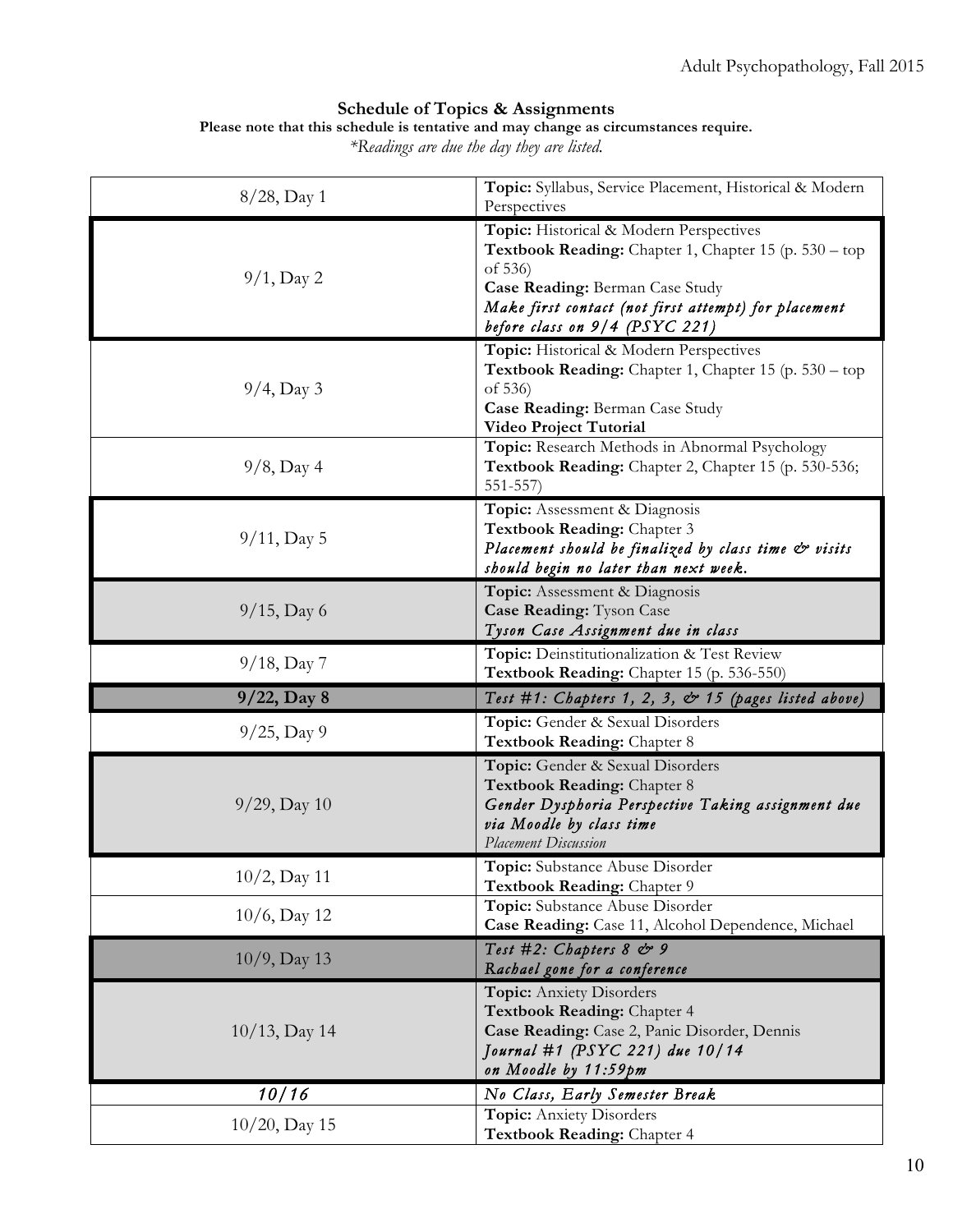## Schedule of Topics & Assignments

**Please note that this schedule is tentative and may change as circumstances require.**

*\*Readings are due the day they are listed.*

| Date | Details |
|---|---|
| 8/28, Day 1 | **Topic:** Syllabus, Service Placement, Historical & Modern Perspectives |
| 9/1, Day 2 | **Topic:** Historical & Modern Perspectives<br>**Textbook Reading:** Chapter 1, Chapter 15 (p. 530 – top of 536)<br>**Case Reading:** Berman Case Study<br>*Make first contact (not first attempt) for placement before class on 9/4 (PSYC 221)* |
| 9/4, Day 3 | **Topic:** Historical & Modern Perspectives<br>**Textbook Reading:** Chapter 1, Chapter 15 (p. 530 – top of 536)<br>**Case Reading:** Berman Case Study<br>**Video Project Tutorial** |
| 9/8, Day 4 | **Topic:** Research Methods in Abnormal Psychology<br>**Textbook Reading:** Chapter 2, Chapter 15 (p. 530-536; 551-557) |
| 9/11, Day 5 | **Topic:** Assessment & Diagnosis<br>**Textbook Reading:** Chapter 3<br>*Placement should be finalized by class time & visits should begin no later than next week.* |
| 9/15, Day 6 | **Topic:** Assessment & Diagnosis<br>**Case Reading:** Tyson Case<br>*Tyson Case Assignment due in class* |
| 9/18, Day 7 | **Topic:** Deinstitutionalization & Test Review<br>**Textbook Reading:** Chapter 15 (p. 536-550) |
| **9/22, Day 8** | *Test #1: Chapters 1, 2, 3, & 15 (pages listed above)* |
| 9/25, Day 9 | **Topic:** Gender & Sexual Disorders<br>**Textbook Reading:** Chapter 8 |
| 9/29, Day 10 | **Topic:** Gender & Sexual Disorders<br>**Textbook Reading:** Chapter 8<br>*Gender Dysphoria Perspective Taking assignment due via Moodle by class time*<br>*Placement Discussion* |
| 10/2, Day 11 | **Topic:** Substance Abuse Disorder<br>**Textbook Reading:** Chapter 9 |
| 10/6, Day 12 | **Topic:** Substance Abuse Disorder<br>**Case Reading:** Case 11, Alcohol Dependence, Michael |
| 10/9, Day 13 | *Test #2: Chapters 8 & 9*<br>*Rachael gone for a conference* |
| 10/13, Day 14 | **Topic:** Anxiety Disorders<br>**Textbook Reading:** Chapter 4<br>**Case Reading:** Case 2, Panic Disorder, Dennis<br>*Journal #1 (PSYC 221) due 10/14 on Moodle by 11:59pm* |
| *10/16* | *No Class, Early Semester Break* |
| 10/20, Day 15 | **Topic:** Anxiety Disorders<br>**Textbook Reading:** Chapter 4 |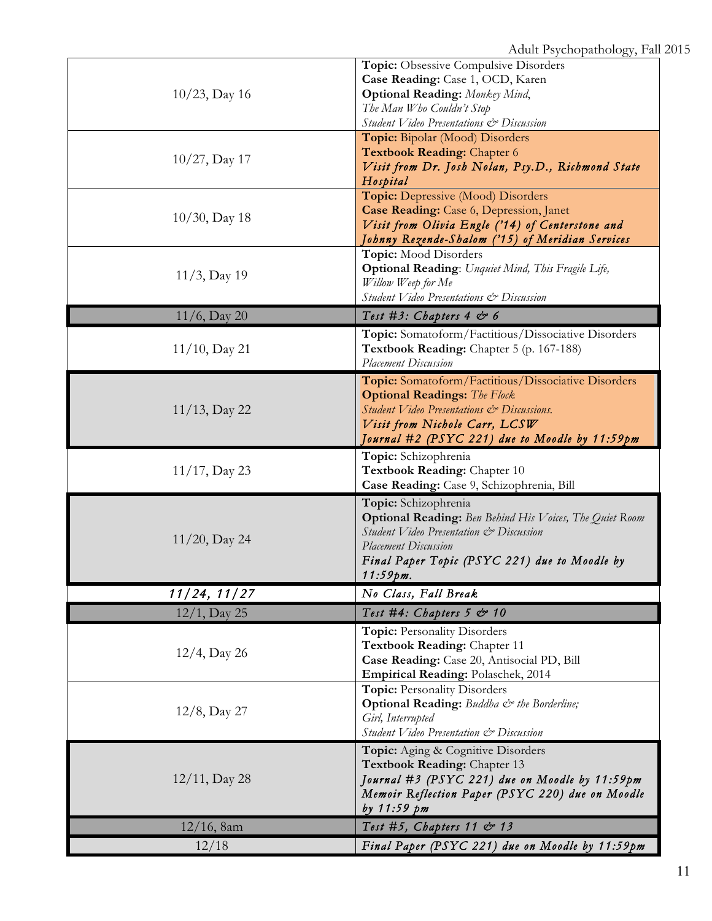| | |
|---|---|
| 10/23, Day 16 | **Topic:** Obsessive Compulsive Disorders<br>**Case Reading:** Case 1, OCD, Karen<br>**Optional Reading:** *Monkey Mind*,<br>*The Man Who Couldn't Stop*<br>*Student Video Presentations & Discussion* |
| 10/27, Day 17 | **Topic:** Bipolar (Mood) Disorders<br>**Textbook Reading:** Chapter 6<br>*Visit from Dr. Josh Nolan, Psy.D., Richmond State Hospital* |
| 10/30, Day 18 | **Topic:** Depressive (Mood) Disorders<br>**Case Reading:** Case 6, Depression, Janet<br>*Visit from Olivia Engle ('14) of Centerstone and Johnny Rezende-Shalom ('15) of Meridian Services* |
| 11/3, Day 19 | **Topic:** Mood Disorders<br>**Optional Reading**: *Unquiet Mind, This Fragile Life, Willow Weep for Me*<br>*Student Video Presentations & Discussion* |
| 11/6, Day 20 | *Test #3: Chapters 4 & 6* |
| 11/10, Day 21 | **Topic:** Somatoform/Factitious/Dissociative Disorders<br>**Textbook Reading:** Chapter 5 (p. 167-188)<br>*Placement Discussion* |
| 11/13, Day 22 | **Topic:** Somatoform/Factitious/Dissociative Disorders<br>**Optional Readings:** *The Flock*<br>*Student Video Presentations & Discussions.*<br>*Visit from Nichole Carr, LCSW*<br>*Journal #2 (PSYC 221) due to Moodle by 11:59pm* |
| 11/17, Day 23 | **Topic:** Schizophrenia<br>**Textbook Reading:** Chapter 10<br>**Case Reading:** Case 9, Schizophrenia, Bill |
| 11/20, Day 24 | **Topic:** Schizophrenia<br>**Optional Reading:** *Ben Behind His Voices, The Quiet Room*<br>*Student Video Presentation & Discussion*<br>*Placement Discussion*<br>*Final Paper Topic (PSYC 221) due to Moodle by 11:59pm.* |
| *11/24, 11/27* | *No Class, Fall Break* |
| 12/1, Day 25 | *Test #4: Chapters 5 & 10* |
| 12/4, Day 26 | **Topic:** Personality Disorders<br>**Textbook Reading:** Chapter 11<br>**Case Reading:** Case 20, Antisocial PD, Bill<br>**Empirical Reading:** Polaschek, 2014 |
| 12/8, Day 27 | **Topic:** Personality Disorders<br>**Optional Reading:** *Buddha & the Borderline; Girl, Interrupted*<br>*Student Video Presentation & Discussion* |
| 12/11, Day 28 | **Topic:** Aging & Cognitive Disorders<br>**Textbook Reading:** Chapter 13<br>*Journal #3 (PSYC 221) due on Moodle by 11:59pm*<br>*Memoir Reflection Paper (PSYC 220) due on Moodle by 11:59 pm* |
| 12/16, 8am | *Test #5, Chapters 11 & 13* |
| 12/18 | *Final Paper (PSYC 221) due on Moodle by 11:59pm* |